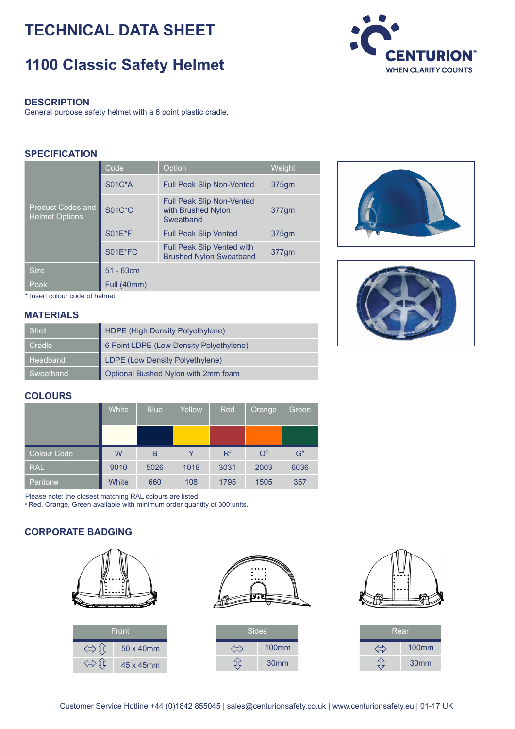# TECHNICAL DATA SHEET

# 1100 Classic Safety Helmet

CENTURION®
WHEN CLARITY COUNTS

## DESCRIPTION

General purpose safety helmet with a 6 point plastic cradle.

## SPECIFICATION

| | Code | Option | Weight |
|---|---|---|---|
| Product Codes and Helmet Options | S01C*A | Full Peak Slip Non-Vented | 375gm |
| | S01C*C | Full Peak Slip Non-Vented with Brushed Nylon Sweatband | 377gm |
| | S01E*F | Full Peak Slip Vented | 375gm |
| | S01E*FC | Full Peak Slip Vented with Brushed Nylon Sweatband | 377gm |
| Size | 51 - 63cm | | |
| Peak | Full (40mm) | | |

* Insert colour code of helmet.

## MATERIALS

| | |
|---|---|
| Shell | HDPE (High Density Polyethylene) |
| Cradle | 6 Point LDPE (Low Density Polyethylene) |
| Headband | LDPE (Low Density Polyethylene) |
| Sweatband | Optional Bushed Nylon with 2mm foam |

## COLOURS

| | White | Blue | Yellow | Red | Orange | Green |
|---|---|---|---|---|---|---|
| Colour Code | W | B | Y | R# | O# | G# |
| RAL | 9010 | 5026 | 1018 | 3031 | 2003 | 6036 |
| Pantone | White | 660 | 108 | 1795 | 1505 | 357 |

Please note: the closest matching RAL colours are listed.
# Red, Orange, Green available with minimum order quantity of 300 units.

## CORPORATE BADGING

| Front | |
|---|---|
| ⇔ ⇕ | 50 x 40mm |
| ⇔ ⇕ | 45 x 45mm |

| Sides | |
|---|---|
| ⇔ | 100mm |
| ⇕ | 30mm |

| Rear | |
|---|---|
| ⇔ | 100mm |
| ⇕ | 30mm |

Customer Service Hotline +44 (0)1842 855045 | sales@centurionsafety.co.uk | www.centurionsafety.eu | 01-17 UK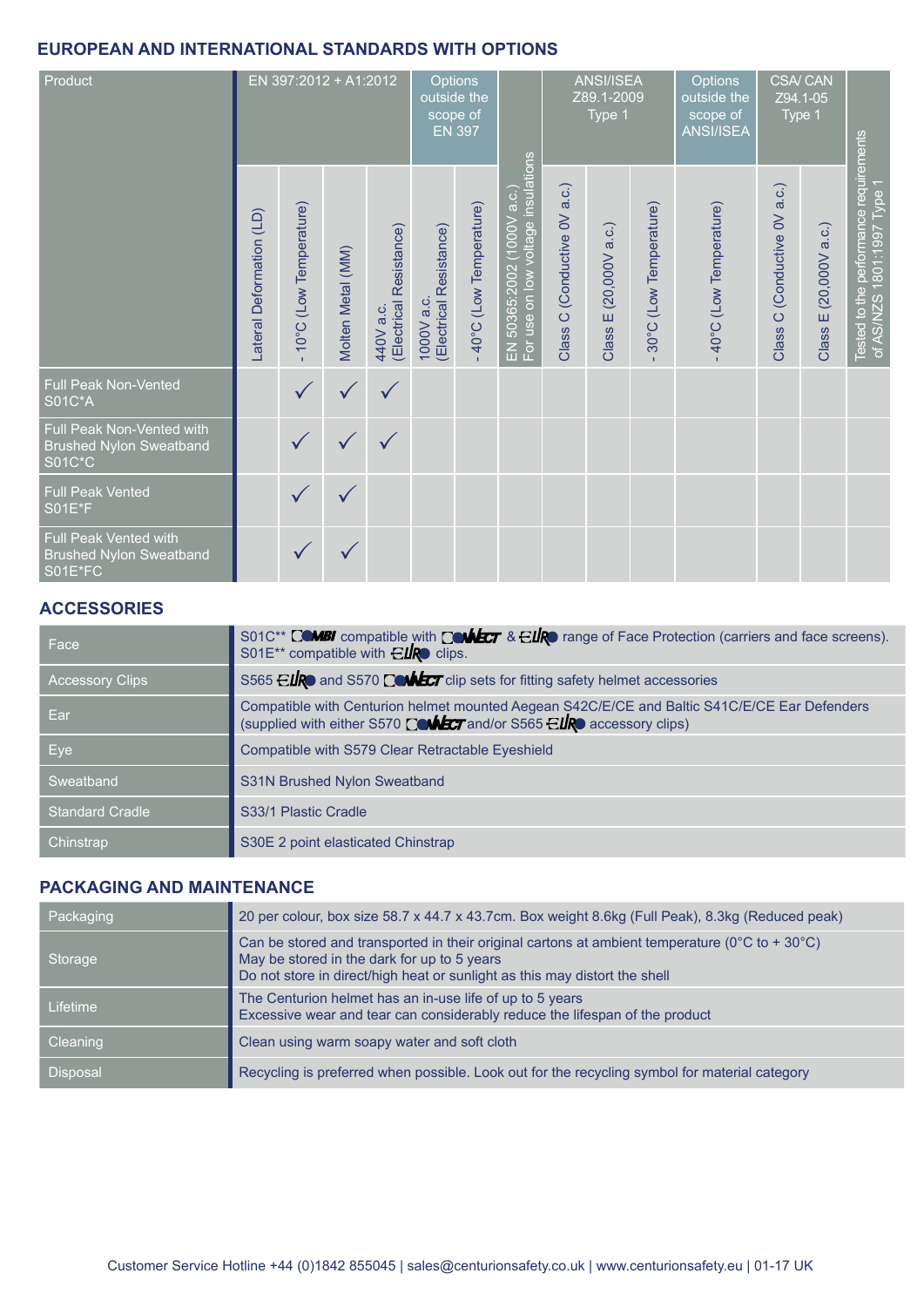## EUROPEAN AND INTERNATIONAL STANDARDS WITH OPTIONS

| Product | EN 397:2012 + A1:2012 | | | | Options outside the scope of EN 397 | | | ANSI/ISEA Z89.1-2009 Type 1 | | | Options outside the scope of ANSI/ISEA | CSA/ CAN Z94.1-05 Type 1 | | |
|---|---|---|---|---|---|---|---|---|---|---|---|---|---|---|
| | Lateral Deformation (LD) | - 10°C (Low Temperature) | Molten Metal (MM) | 440V a.c. (Electrical Resistance) | 1000V a.c. (Electrical Resistance) | - 40°C (Low Temperature) | EN 50365:2002 (1000V a.c.) For use on low voltage insulations | Class C (Conductive 0V a.c.) | Class E (20,000V a.c.) | - 30°C (Low Temperature) | - 40°C (Low Temperature) | Class C (Conductive 0V a.c.) | Class E (20,000V a.c.) | Tested to the performance requirements of AS/NZS 1801:1997 Type 1 |
| Full Peak Non-Vented S01C*A | | ✓ | ✓ | ✓ | | | | | | | | | | |
| Full Peak Non-Vented with Brushed Nylon Sweatband S01C*C | | ✓ | ✓ | ✓ | | | | | | | | | | |
| Full Peak Vented S01E*F | | ✓ | ✓ | | | | | | | | | | | |
| Full Peak Vented with Brushed Nylon Sweatband S01E*FC | | ✓ | ✓ | | | | | | | | | | | |

## ACCESSORIES

| | |
|---|---|
| Face | S01C** COMBI compatible with CONNECT & EURO range of Face Protection (carriers and face screens). S01E** compatible with EURO clips. |
| Accessory Clips | S565 EURO and S570 CONNECT clip sets for fitting safety helmet accessories |
| Ear | Compatible with Centurion helmet mounted Aegean S42C/E/CE and Baltic S41C/E/CE Ear Defenders (supplied with either S570 CONNECT and/or S565 EURO accessory clips) |
| Eye | Compatible with S579 Clear Retractable Eyeshield |
| Sweatband | S31N Brushed Nylon Sweatband |
| Standard Cradle | S33/1 Plastic Cradle |
| Chinstrap | S30E 2 point elasticated Chinstrap |

## PACKAGING AND MAINTENANCE

| | |
|---|---|
| Packaging | 20 per colour, box size 58.7 x 44.7 x 43.7cm. Box weight 8.6kg (Full Peak), 8.3kg (Reduced peak) |
| Storage | Can be stored and transported in their original cartons at ambient temperature (0°C to + 30°C)<br>May be stored in the dark for up to 5 years<br>Do not store in direct/high heat or sunlight as this may distort the shell |
| Lifetime | The Centurion helmet has an in-use life of up to 5 years<br>Excessive wear and tear can considerably reduce the lifespan of the product |
| Cleaning | Clean using warm soapy water and soft cloth |
| Disposal | Recycling is preferred when possible. Look out for the recycling symbol for material category |

Customer Service Hotline +44 (0)1842 855045 | sales@centurionsafety.co.uk | www.centurionsafety.eu | 01-17 UK